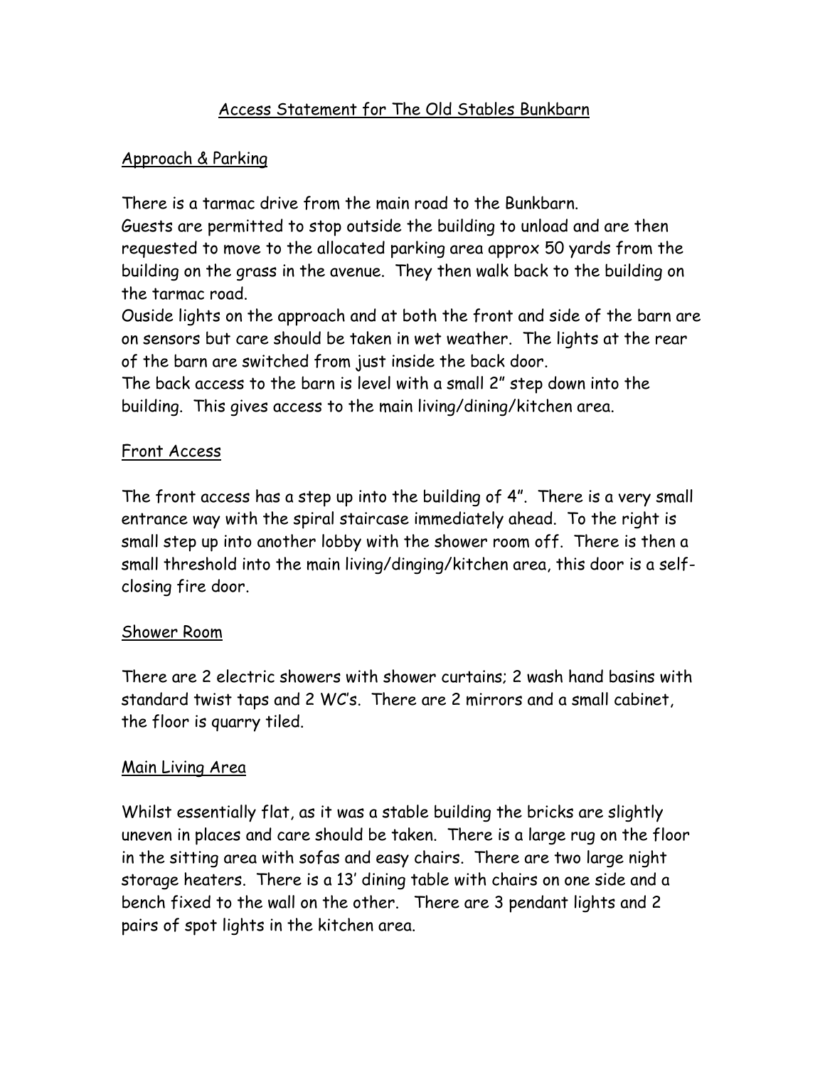# Access Statement for The Old Stables Bunkbarn

## Approach & Parking

There is a tarmac drive from the main road to the Bunkbarn.
Guests are permitted to stop outside the building to unload and are then requested to move to the allocated parking area approx 50 yards from the building on the grass in the avenue. They then walk back to the building on the tarmac road.
Ouside lights on the approach and at both the front and side of the barn are on sensors but care should be taken in wet weather. The lights at the rear of the barn are switched from just inside the back door.
The back access to the barn is level with a small 2" step down into the building. This gives access to the main living/dining/kitchen area.

## Front Access

The front access has a step up into the building of 4". There is a very small entrance way with the spiral staircase immediately ahead. To the right is small step up into another lobby with the shower room off. There is then a small threshold into the main living/dinging/kitchen area, this door is a self-closing fire door.

## Shower Room

There are 2 electric showers with shower curtains; 2 wash hand basins with standard twist taps and 2 WC's. There are 2 mirrors and a small cabinet, the floor is quarry tiled.

## Main Living Area

Whilst essentially flat, as it was a stable building the bricks are slightly uneven in places and care should be taken. There is a large rug on the floor in the sitting area with sofas and easy chairs. There are two large night storage heaters. There is a 13' dining table with chairs on one side and a bench fixed to the wall on the other. There are 3 pendant lights and 2 pairs of spot lights in the kitchen area.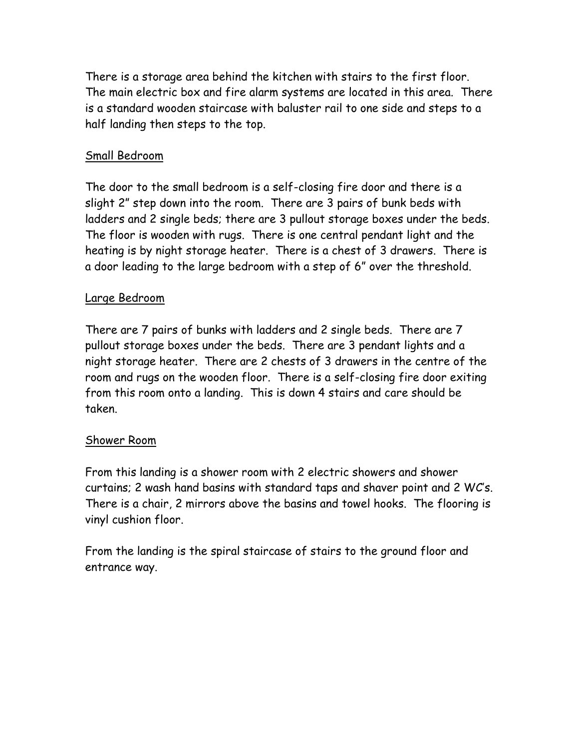There is a storage area behind the kitchen with stairs to the first floor. The main electric box and fire alarm systems are located in this area. There is a standard wooden staircase with baluster rail to one side and steps to a half landing then steps to the top.

## Small Bedroom

The door to the small bedroom is a self-closing fire door and there is a slight 2" step down into the room. There are 3 pairs of bunk beds with ladders and 2 single beds; there are 3 pullout storage boxes under the beds. The floor is wooden with rugs. There is one central pendant light and the heating is by night storage heater. There is a chest of 3 drawers. There is a door leading to the large bedroom with a step of 6" over the threshold.

## Large Bedroom

There are 7 pairs of bunks with ladders and 2 single beds. There are 7 pullout storage boxes under the beds. There are 3 pendant lights and a night storage heater. There are 2 chests of 3 drawers in the centre of the room and rugs on the wooden floor. There is a self-closing fire door exiting from this room onto a landing. This is down 4 stairs and care should be taken.

## Shower Room

From this landing is a shower room with 2 electric showers and shower curtains; 2 wash hand basins with standard taps and shaver point and 2 WC's. There is a chair, 2 mirrors above the basins and towel hooks. The flooring is vinyl cushion floor.

From the landing is the spiral staircase of stairs to the ground floor and entrance way.